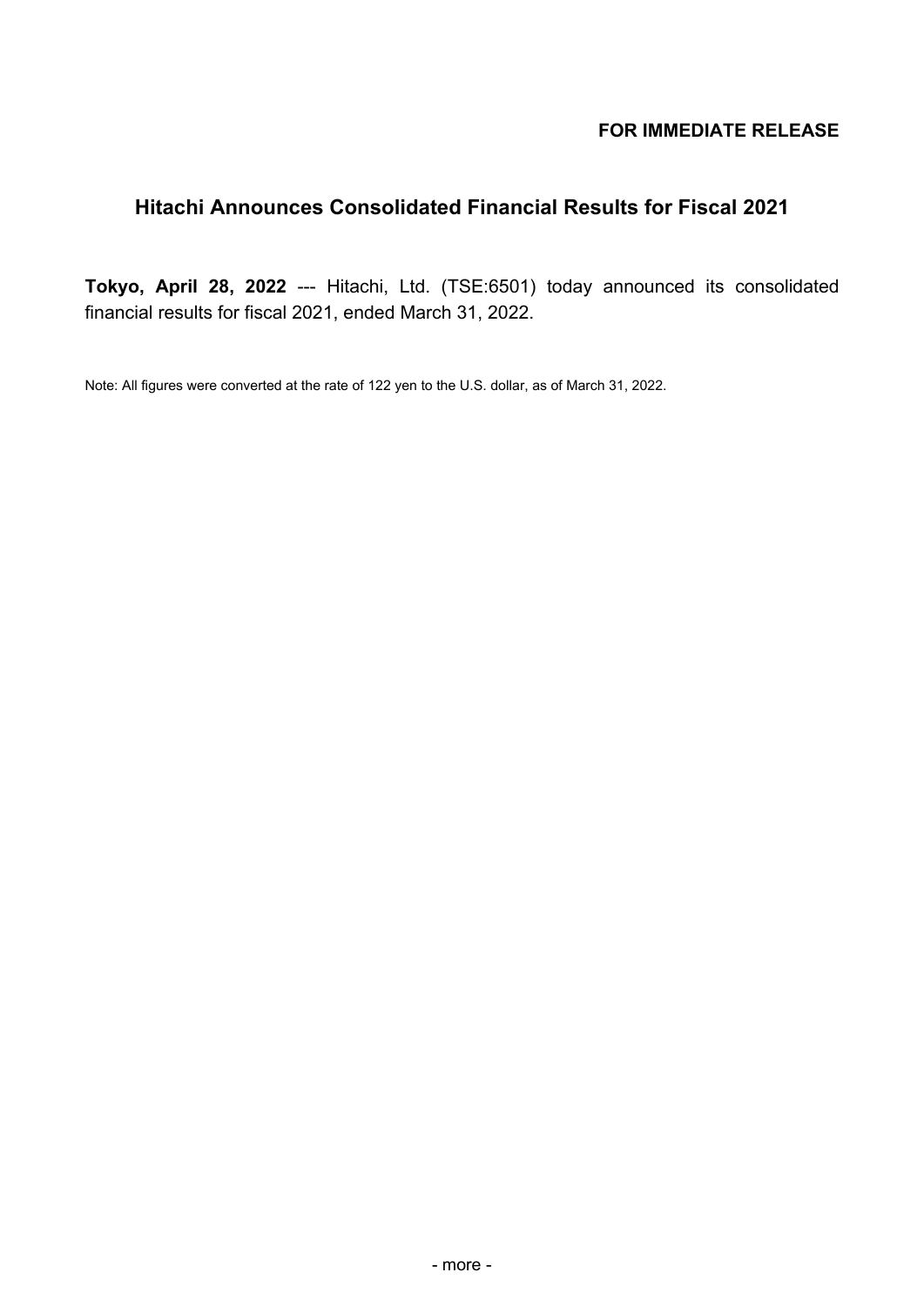**FOR IMMEDIATE RELEASE**

# Hitachi Announces Consolidated Financial Results for Fiscal 2021

**Tokyo, April 28, 2022** --- Hitachi, Ltd. (TSE:6501) today announced its consolidated financial results for fiscal 2021, ended March 31, 2022.

Note: All figures were converted at the rate of 122 yen to the U.S. dollar, as of March 31, 2022.

- more -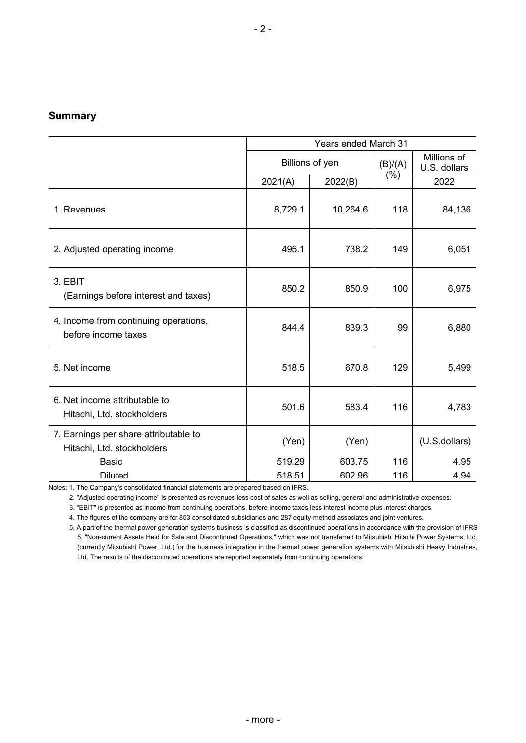## **Summary**

| | Years ended March 31 | | | |
|---|---|---|---|---|
| | Billions of yen | | (B)/(A) (%) | Millions of U.S. dollars |
| | 2021(A) | 2022(B) | | 2022 |
| 1. Revenues | 8,729.1 | 10,264.6 | 118 | 84,136 |
| 2. Adjusted operating income | 495.1 | 738.2 | 149 | 6,051 |
| 3. EBIT (Earnings before interest and taxes) | 850.2 | 850.9 | 100 | 6,975 |
| 4. Income from continuing operations, before income taxes | 844.4 | 839.3 | 99 | 6,880 |
| 5. Net income | 518.5 | 670.8 | 129 | 5,499 |
| 6. Net income attributable to Hitachi, Ltd. stockholders | 501.6 | 583.4 | 116 | 4,783 |
| 7. Earnings per share attributable to Hitachi, Ltd. stockholders | (Yen) | (Yen) | | (U.S.dollars) |
| Basic | 519.29 | 603.75 | 116 | 4.95 |
| Diluted | 518.51 | 602.96 | 116 | 4.94 |

Notes: 1. The Company's consolidated financial statements are prepared based on IFRS.

2. "Adjusted operating income" is presented as revenues less cost of sales as well as selling, general and administrative expenses.

3. "EBIT" is presented as income from continuing operations, before income taxes less interest income plus interest charges.

4. The figures of the company are for 853 consolidated subsidiaries and 287 equity-method associates and joint ventures.

5. A part of the thermal power generation systems business is classified as discontinued operations in accordance with the provision of IFRS 5, "Non-current Assets Held for Sale and Discontinued Operations," which was not transferred to Mitsubishi Hitachi Power Systems, Ltd. (currently Mitsubishi Power, Ltd.) for the business integration in the thermal power generation systems with Mitsubishi Heavy Industries, Ltd. The results of the discontinued operations are reported separately from continuing operations.

- more -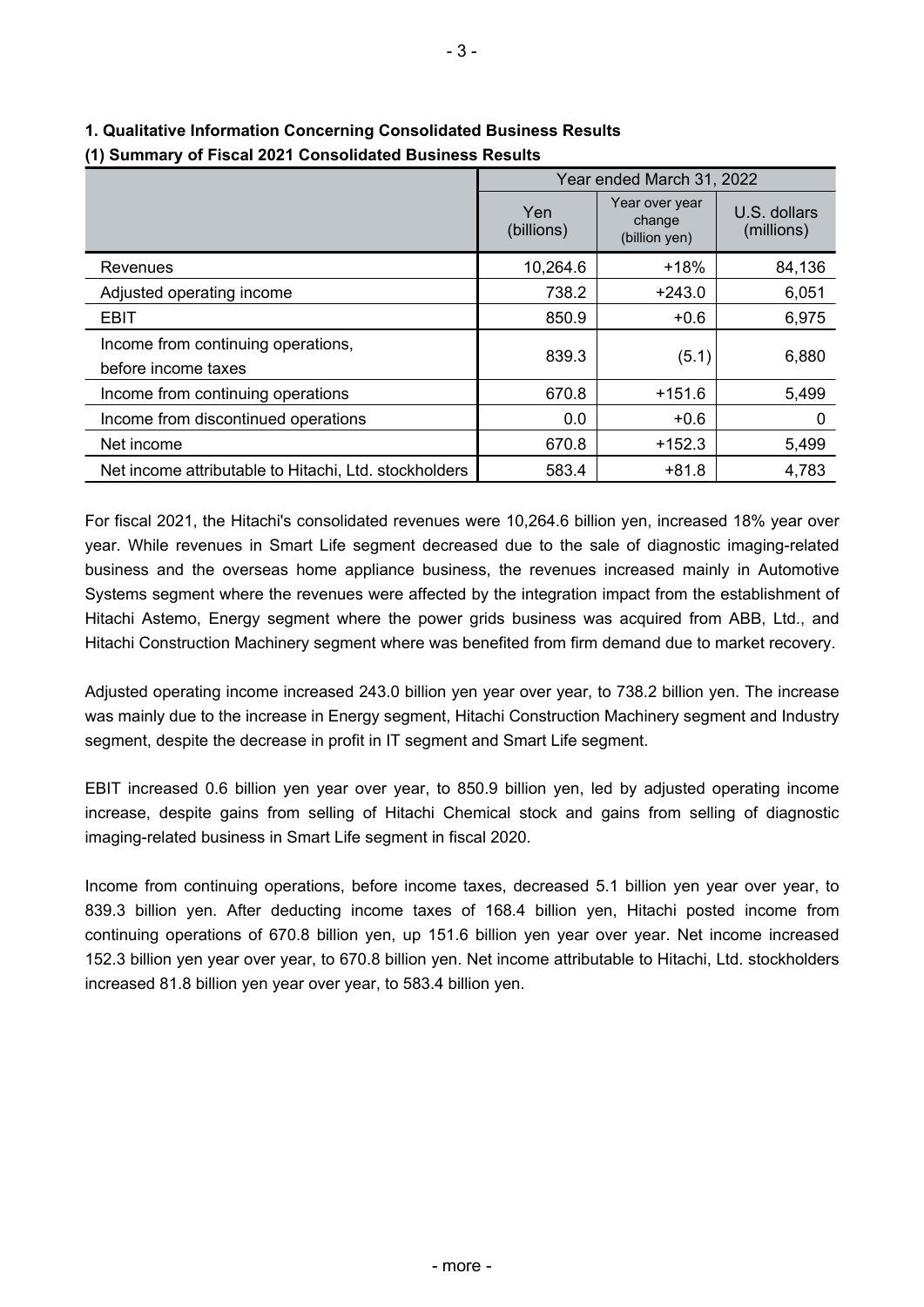## 1. Qualitative Information Concerning Consolidated Business Results

### (1) Summary of Fiscal 2021 Consolidated Business Results

| | Year ended March 31, 2022 | | |
|---|---|---|---|
| | Yen (billions) | Year over year change (billion yen) | U.S. dollars (millions) |
| Revenues | 10,264.6 | +18% | 84,136 |
| Adjusted operating income | 738.2 | +243.0 | 6,051 |
| EBIT | 850.9 | +0.6 | 6,975 |
| Income from continuing operations, before income taxes | 839.3 | (5.1) | 6,880 |
| Income from continuing operations | 670.8 | +151.6 | 5,499 |
| Income from discontinued operations | 0.0 | +0.6 | 0 |
| Net income | 670.8 | +152.3 | 5,499 |
| Net income attributable to Hitachi, Ltd. stockholders | 583.4 | +81.8 | 4,783 |

For fiscal 2021, the Hitachi's consolidated revenues were 10,264.6 billion yen, increased 18% year over year. While revenues in Smart Life segment decreased due to the sale of diagnostic imaging-related business and the overseas home appliance business, the revenues increased mainly in Automotive Systems segment where the revenues were affected by the integration impact from the establishment of Hitachi Astemo, Energy segment where the power grids business was acquired from ABB, Ltd., and Hitachi Construction Machinery segment where was benefited from firm demand due to market recovery.

Adjusted operating income increased 243.0 billion yen year over year, to 738.2 billion yen. The increase was mainly due to the increase in Energy segment, Hitachi Construction Machinery segment and Industry segment, despite the decrease in profit in IT segment and Smart Life segment.

EBIT increased 0.6 billion yen year over year, to 850.9 billion yen, led by adjusted operating income increase, despite gains from selling of Hitachi Chemical stock and gains from selling of diagnostic imaging-related business in Smart Life segment in fiscal 2020.

Income from continuing operations, before income taxes, decreased 5.1 billion yen year over year, to 839.3 billion yen. After deducting income taxes of 168.4 billion yen, Hitachi posted income from continuing operations of 670.8 billion yen, up 151.6 billion yen year over year. Net income increased 152.3 billion yen year over year, to 670.8 billion yen. Net income attributable to Hitachi, Ltd. stockholders increased 81.8 billion yen year over year, to 583.4 billion yen.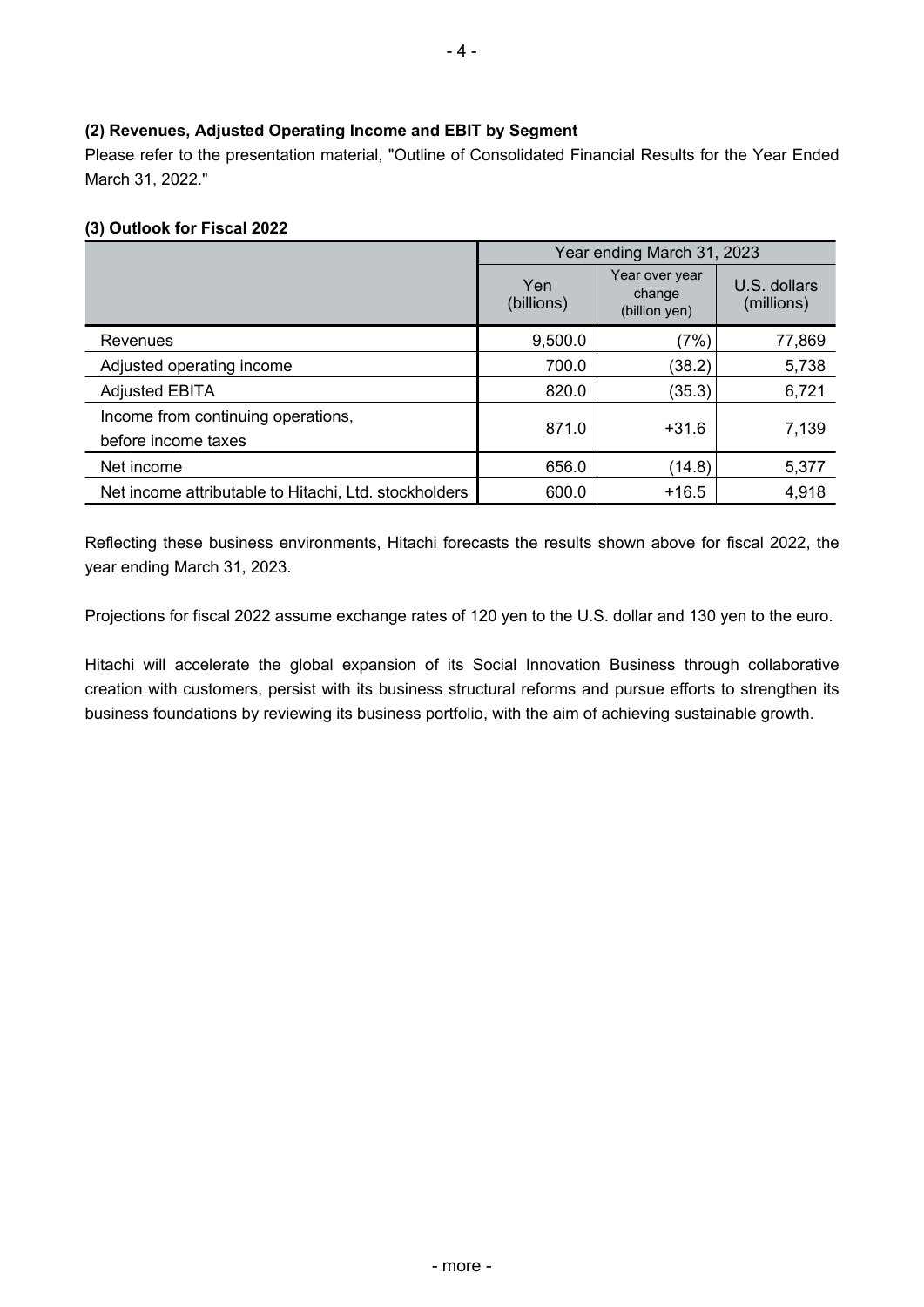**(2) Revenues, Adjusted Operating Income and EBIT by Segment**

Please refer to the presentation material, "Outline of Consolidated Financial Results for the Year Ended March 31, 2022."

**(3) Outlook for Fiscal 2022**

| | Year ending March 31, 2023 | | |
|---|---|---|---|
| | Yen (billions) | Year over year change (billion yen) | U.S. dollars (millions) |
| Revenues | 9,500.0 | (7%) | 77,869 |
| Adjusted operating income | 700.0 | (38.2) | 5,738 |
| Adjusted EBITA | 820.0 | (35.3) | 6,721 |
| Income from continuing operations, before income taxes | 871.0 | +31.6 | 7,139 |
| Net income | 656.0 | (14.8) | 5,377 |
| Net income attributable to Hitachi, Ltd. stockholders | 600.0 | +16.5 | 4,918 |

Reflecting these business environments, Hitachi forecasts the results shown above for fiscal 2022, the year ending March 31, 2023.

Projections for fiscal 2022 assume exchange rates of 120 yen to the U.S. dollar and 130 yen to the euro.

Hitachi will accelerate the global expansion of its Social Innovation Business through collaborative creation with customers, persist with its business structural reforms and pursue efforts to strengthen its business foundations by reviewing its business portfolio, with the aim of achieving sustainable growth.

- more -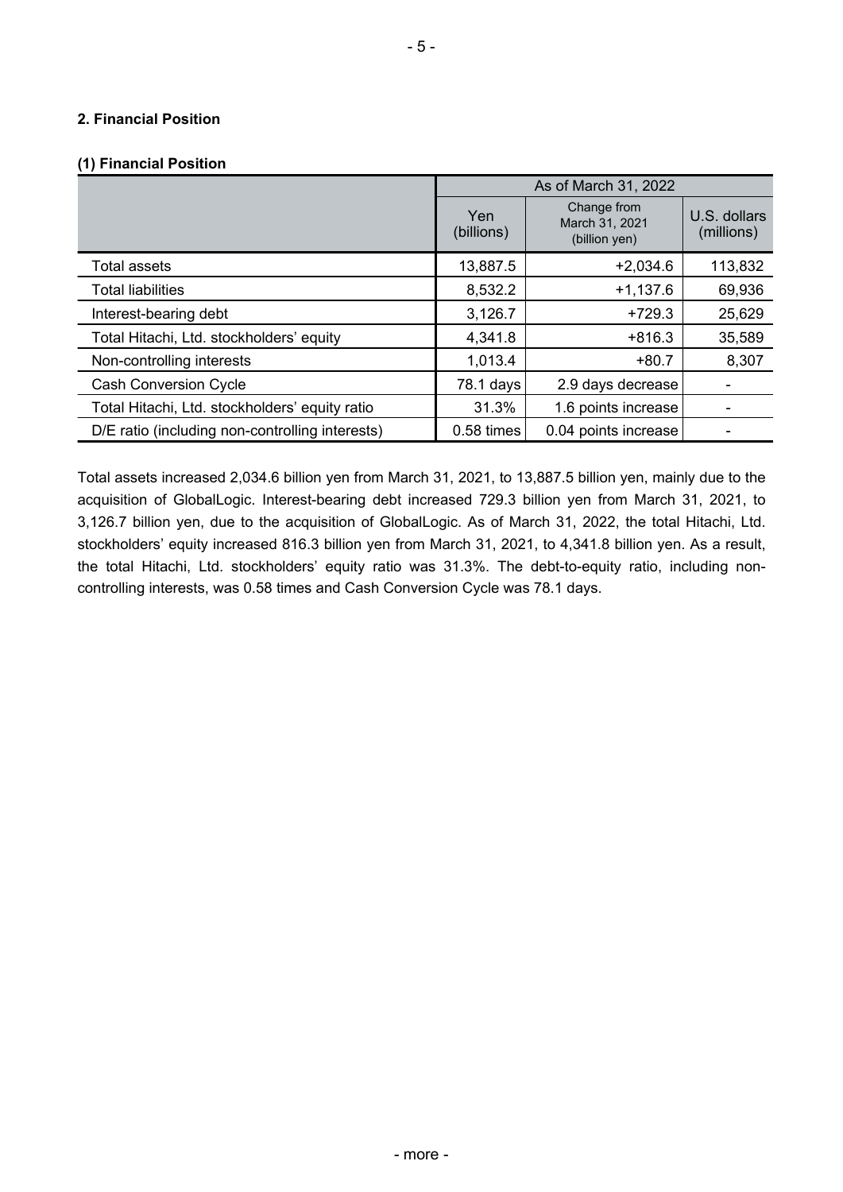## 2. Financial Position

### (1) Financial Position

| | As of March 31, 2022 | | |
|---|---|---|---|
| | Yen (billions) | Change from March 31, 2021 (billion yen) | U.S. dollars (millions) |
| Total assets | 13,887.5 | +2,034.6 | 113,832 |
| Total liabilities | 8,532.2 | +1,137.6 | 69,936 |
| Interest-bearing debt | 3,126.7 | +729.3 | 25,629 |
| Total Hitachi, Ltd. stockholders' equity | 4,341.8 | +816.3 | 35,589 |
| Non-controlling interests | 1,013.4 | +80.7 | 8,307 |
| Cash Conversion Cycle | 78.1 days | 2.9 days decrease | - |
| Total Hitachi, Ltd. stockholders' equity ratio | 31.3% | 1.6 points increase | - |
| D/E ratio (including non-controlling interests) | 0.58 times | 0.04 points increase | - |

Total assets increased 2,034.6 billion yen from March 31, 2021, to 13,887.5 billion yen, mainly due to the acquisition of GlobalLogic. Interest-bearing debt increased 729.3 billion yen from March 31, 2021, to 3,126.7 billion yen, due to the acquisition of GlobalLogic. As of March 31, 2022, the total Hitachi, Ltd. stockholders' equity increased 816.3 billion yen from March 31, 2021, to 4,341.8 billion yen. As a result, the total Hitachi, Ltd. stockholders' equity ratio was 31.3%. The debt-to-equity ratio, including non-controlling interests, was 0.58 times and Cash Conversion Cycle was 78.1 days.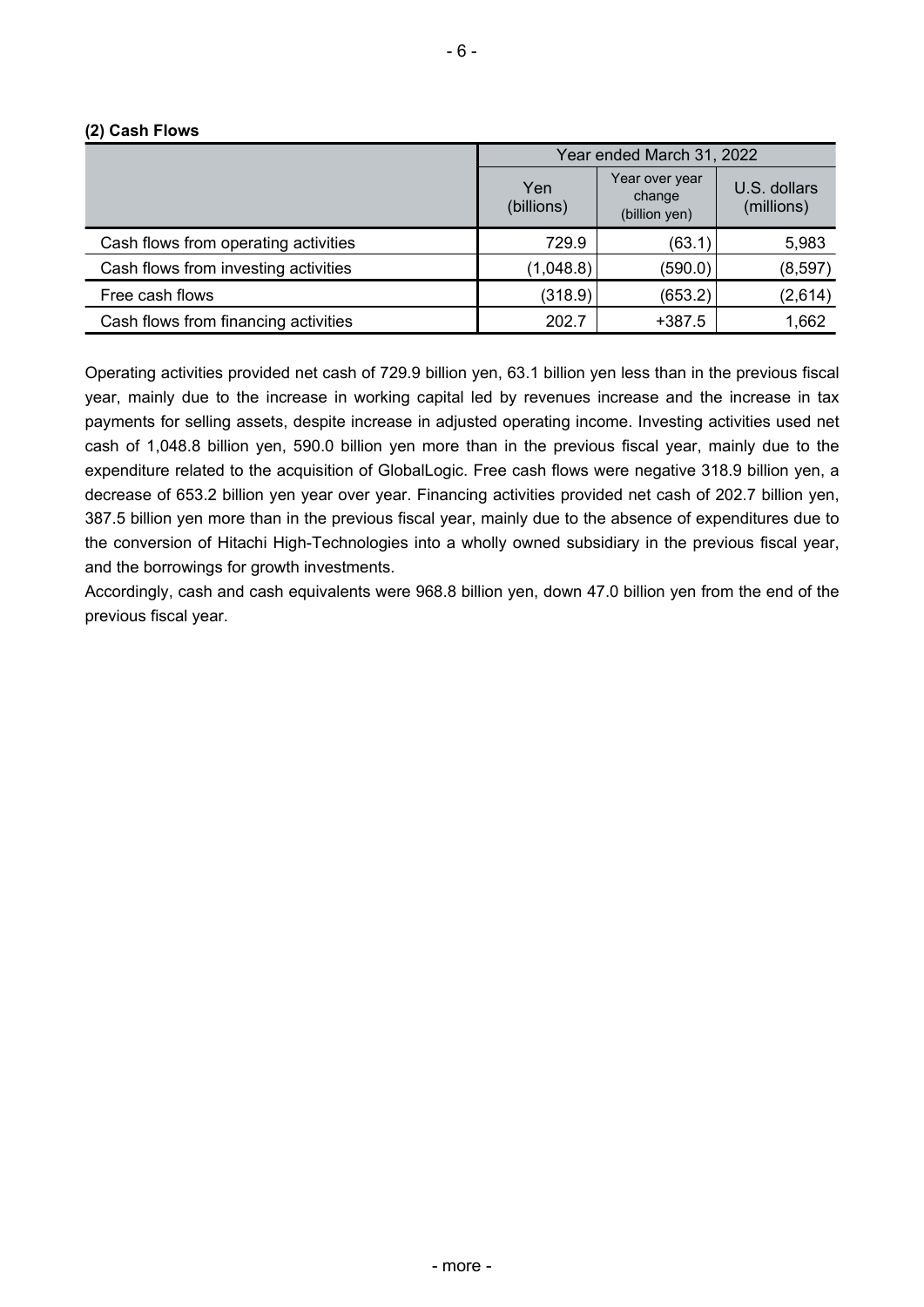**(2) Cash Flows**

| | Year ended March 31, 2022 | | |
|---|---|---|---|
| | Yen (billions) | Year over year change (billion yen) | U.S. dollars (millions) |
| Cash flows from operating activities | 729.9 | (63.1) | 5,983 |
| Cash flows from investing activities | (1,048.8) | (590.0) | (8,597) |
| Free cash flows | (318.9) | (653.2) | (2,614) |
| Cash flows from financing activities | 202.7 | +387.5 | 1,662 |

Operating activities provided net cash of 729.9 billion yen, 63.1 billion yen less than in the previous fiscal year, mainly due to the increase in working capital led by revenues increase and the increase in tax payments for selling assets, despite increase in adjusted operating income. Investing activities used net cash of 1,048.8 billion yen, 590.0 billion yen more than in the previous fiscal year, mainly due to the expenditure related to the acquisition of GlobalLogic. Free cash flows were negative 318.9 billion yen, a decrease of 653.2 billion yen year over year. Financing activities provided net cash of 202.7 billion yen, 387.5 billion yen more than in the previous fiscal year, mainly due to the absence of expenditures due to the conversion of Hitachi High-Technologies into a wholly owned subsidiary in the previous fiscal year, and the borrowings for growth investments.

Accordingly, cash and cash equivalents were 968.8 billion yen, down 47.0 billion yen from the end of the previous fiscal year.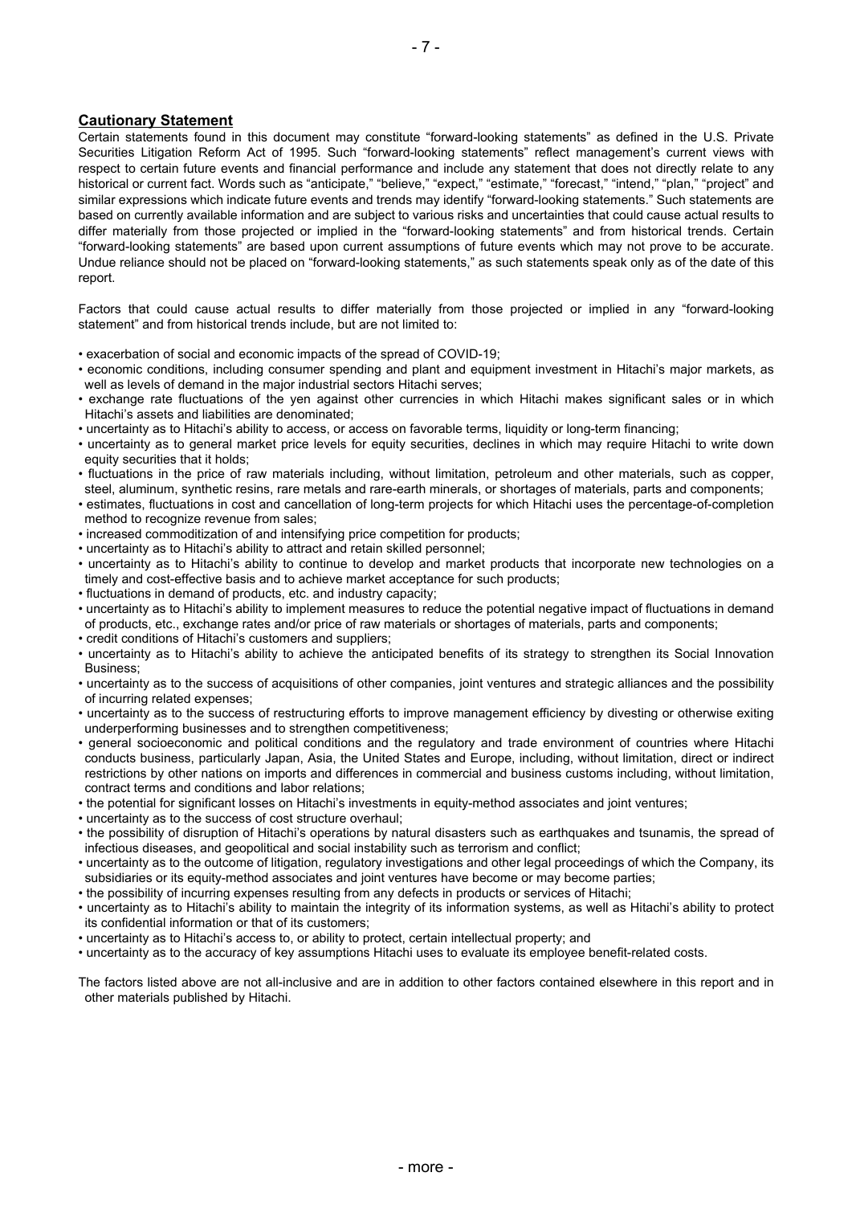## Cautionary Statement

Certain statements found in this document may constitute "forward-looking statements" as defined in the U.S. Private Securities Litigation Reform Act of 1995. Such "forward-looking statements" reflect management's current views with respect to certain future events and financial performance and include any statement that does not directly relate to any historical or current fact. Words such as "anticipate," "believe," "expect," "estimate," "forecast," "intend," "plan," "project" and similar expressions which indicate future events and trends may identify "forward-looking statements." Such statements are based on currently available information and are subject to various risks and uncertainties that could cause actual results to differ materially from those projected or implied in the "forward-looking statements" and from historical trends. Certain "forward-looking statements" are based upon current assumptions of future events which may not prove to be accurate. Undue reliance should not be placed on "forward-looking statements," as such statements speak only as of the date of this report.

Factors that could cause actual results to differ materially from those projected or implied in any "forward-looking statement" and from historical trends include, but are not limited to:

- exacerbation of social and economic impacts of the spread of COVID-19;
- economic conditions, including consumer spending and plant and equipment investment in Hitachi's major markets, as well as levels of demand in the major industrial sectors Hitachi serves;
- exchange rate fluctuations of the yen against other currencies in which Hitachi makes significant sales or in which Hitachi's assets and liabilities are denominated;
- uncertainty as to Hitachi's ability to access, or access on favorable terms, liquidity or long-term financing;
- uncertainty as to general market price levels for equity securities, declines in which may require Hitachi to write down equity securities that it holds;
- fluctuations in the price of raw materials including, without limitation, petroleum and other materials, such as copper, steel, aluminum, synthetic resins, rare metals and rare-earth minerals, or shortages of materials, parts and components;
- estimates, fluctuations in cost and cancellation of long-term projects for which Hitachi uses the percentage-of-completion method to recognize revenue from sales;
- increased commoditization of and intensifying price competition for products;
- uncertainty as to Hitachi's ability to attract and retain skilled personnel;
- uncertainty as to Hitachi's ability to continue to develop and market products that incorporate new technologies on a timely and cost-effective basis and to achieve market acceptance for such products;
- fluctuations in demand of products, etc. and industry capacity;
- uncertainty as to Hitachi's ability to implement measures to reduce the potential negative impact of fluctuations in demand of products, etc., exchange rates and/or price of raw materials or shortages of materials, parts and components;
- credit conditions of Hitachi's customers and suppliers;
- uncertainty as to Hitachi's ability to achieve the anticipated benefits of its strategy to strengthen its Social Innovation Business;
- uncertainty as to the success of acquisitions of other companies, joint ventures and strategic alliances and the possibility of incurring related expenses;
- uncertainty as to the success of restructuring efforts to improve management efficiency by divesting or otherwise exiting underperforming businesses and to strengthen competitiveness;
- general socioeconomic and political conditions and the regulatory and trade environment of countries where Hitachi conducts business, particularly Japan, Asia, the United States and Europe, including, without limitation, direct or indirect restrictions by other nations on imports and differences in commercial and business customs including, without limitation, contract terms and conditions and labor relations;
- the potential for significant losses on Hitachi's investments in equity-method associates and joint ventures;
- uncertainty as to the success of cost structure overhaul;
- the possibility of disruption of Hitachi's operations by natural disasters such as earthquakes and tsunamis, the spread of infectious diseases, and geopolitical and social instability such as terrorism and conflict;
- uncertainty as to the outcome of litigation, regulatory investigations and other legal proceedings of which the Company, its subsidiaries or its equity-method associates and joint ventures have become or may become parties;
- the possibility of incurring expenses resulting from any defects in products or services of Hitachi;
- uncertainty as to Hitachi's ability to maintain the integrity of its information systems, as well as Hitachi's ability to protect its confidential information or that of its customers;
- uncertainty as to Hitachi's access to, or ability to protect, certain intellectual property; and
- uncertainty as to the accuracy of key assumptions Hitachi uses to evaluate its employee benefit-related costs.

The factors listed above are not all-inclusive and are in addition to other factors contained elsewhere in this report and in other materials published by Hitachi.

- more -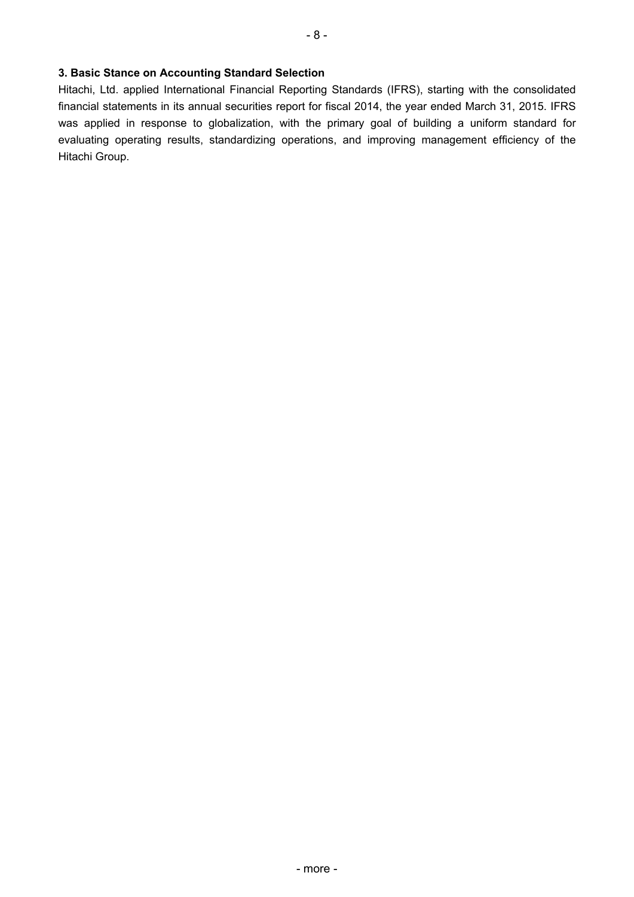### 3. Basic Stance on Accounting Standard Selection

Hitachi, Ltd. applied International Financial Reporting Standards (IFRS), starting with the consolidated financial statements in its annual securities report for fiscal 2014, the year ended March 31, 2015. IFRS was applied in response to globalization, with the primary goal of building a uniform standard for evaluating operating results, standardizing operations, and improving management efficiency of the Hitachi Group.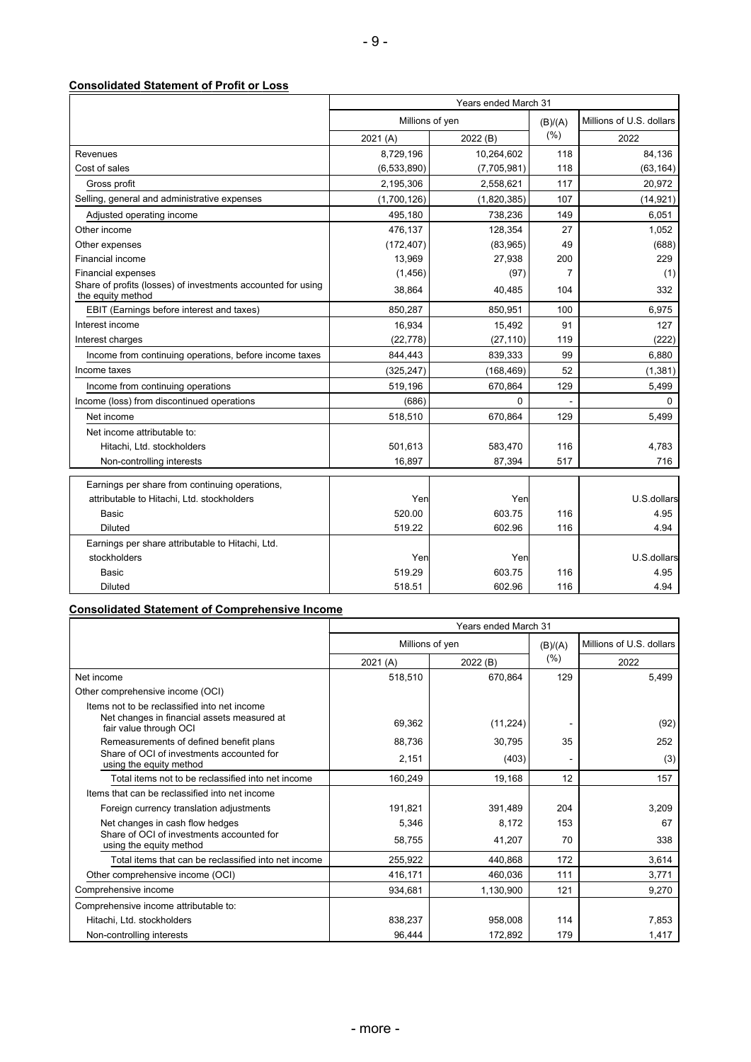**Consolidated Statement of Profit or Loss**

| | Years ended March 31 | | | |
|---|---|---|---|---|
| | Millions of yen | | (B)/(A) (%) | Millions of U.S. dollars |
| | 2021 (A) | 2022 (B) | | 2022 |
| Revenues | 8,729,196 | 10,264,602 | 118 | 84,136 |
| Cost of sales | (6,533,890) | (7,705,981) | 118 | (63,164) |
| Gross profit | 2,195,306 | 2,558,621 | 117 | 20,972 |
| Selling, general and administrative expenses | (1,700,126) | (1,820,385) | 107 | (14,921) |
| Adjusted operating income | 495,180 | 738,236 | 149 | 6,051 |
| Other income | 476,137 | 128,354 | 27 | 1,052 |
| Other expenses | (172,407) | (83,965) | 49 | (688) |
| Financial income | 13,969 | 27,938 | 200 | 229 |
| Financial expenses | (1,456) | (97) | 7 | (1) |
| Share of profits (losses) of investments accounted for using the equity method | 38,864 | 40,485 | 104 | 332 |
| EBIT (Earnings before interest and taxes) | 850,287 | 850,951 | 100 | 6,975 |
| Interest income | 16,934 | 15,492 | 91 | 127 |
| Interest charges | (22,778) | (27,110) | 119 | (222) |
| Income from continuing operations, before income taxes | 844,443 | 839,333 | 99 | 6,880 |
| Income taxes | (325,247) | (168,469) | 52 | (1,381) |
| Income from continuing operations | 519,196 | 670,864 | 129 | 5,499 |
| Income (loss) from discontinued operations | (686) | 0 | - | 0 |
| Net income | 518,510 | 670,864 | 129 | 5,499 |
| Net income attributable to: | | | | |
| Hitachi, Ltd. stockholders | 501,613 | 583,470 | 116 | 4,783 |
| Non-controlling interests | 16,897 | 87,394 | 517 | 716 |
| Earnings per share from continuing operations, attributable to Hitachi, Ltd. stockholders | Yen | Yen | | U.S.dollars |
| Basic | 520.00 | 603.75 | 116 | 4.95 |
| Diluted | 519.22 | 602.96 | 116 | 4.94 |
| Earnings per share attributable to Hitachi, Ltd. stockholders | Yen | Yen | | U.S.dollars |
| Basic | 519.29 | 603.75 | 116 | 4.95 |
| Diluted | 518.51 | 602.96 | 116 | 4.94 |

**Consolidated Statement of Comprehensive Income**

| | Years ended March 31 | | | |
|---|---|---|---|---|
| | Millions of yen | | (B)/(A) (%) | Millions of U.S. dollars |
| | 2021 (A) | 2022 (B) | | 2022 |
| Net income | 518,510 | 670,864 | 129 | 5,499 |
| Other comprehensive income (OCI) | | | | |
| Items not to be reclassified into net income | | | | |
| Net changes in financial assets measured at fair value through OCI | 69,362 | (11,224) | - | (92) |
| Remeasurements of defined benefit plans | 88,736 | 30,795 | 35 | 252 |
| Share of OCI of investments accounted for using the equity method | 2,151 | (403) | - | (3) |
| Total items not to be reclassified into net income | 160,249 | 19,168 | 12 | 157 |
| Items that can be reclassified into net income | | | | |
| Foreign currency translation adjustments | 191,821 | 391,489 | 204 | 3,209 |
| Net changes in cash flow hedges | 5,346 | 8,172 | 153 | 67 |
| Share of OCI of investments accounted for using the equity method | 58,755 | 41,207 | 70 | 338 |
| Total items that can be reclassified into net income | 255,922 | 440,868 | 172 | 3,614 |
| Other comprehensive income (OCI) | 416,171 | 460,036 | 111 | 3,771 |
| Comprehensive income | 934,681 | 1,130,900 | 121 | 9,270 |
| Comprehensive income attributable to: | | | | |
| Hitachi, Ltd. stockholders | 838,237 | 958,008 | 114 | 7,853 |
| Non-controlling interests | 96,444 | 172,892 | 179 | 1,417 |

- more -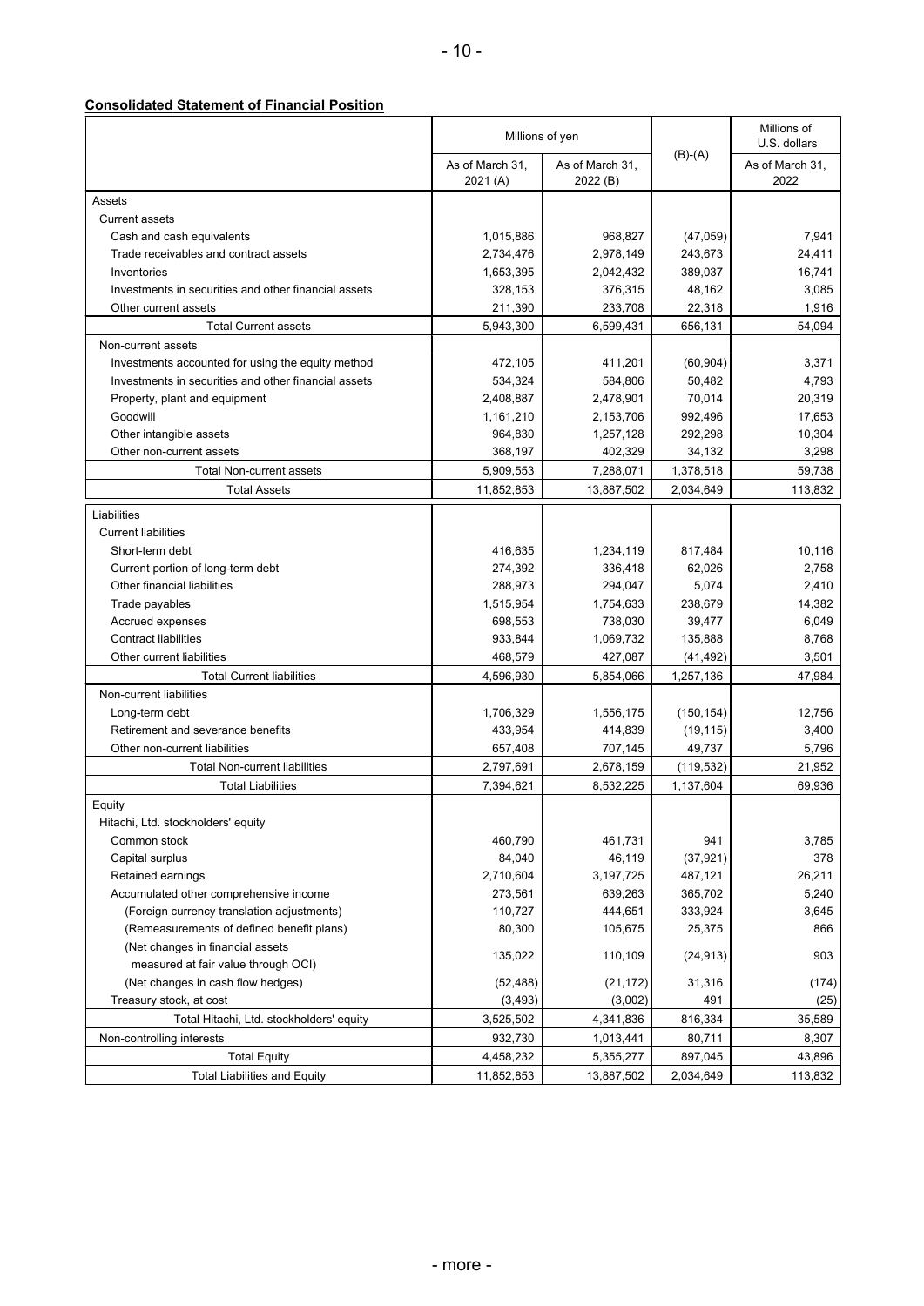**Consolidated Statement of Financial Position**

| | Millions of yen | | (B)-(A) | Millions of U.S. dollars |
|---|---|---|---|---|
| | As of March 31, 2021 (A) | As of March 31, 2022 (B) | | As of March 31, 2022 |
| Assets | | | | |
| Current assets | | | | |
| Cash and cash equivalents | 1,015,886 | 968,827 | (47,059) | 7,941 |
| Trade receivables and contract assets | 2,734,476 | 2,978,149 | 243,673 | 24,411 |
| Inventories | 1,653,395 | 2,042,432 | 389,037 | 16,741 |
| Investments in securities and other financial assets | 328,153 | 376,315 | 48,162 | 3,085 |
| Other current assets | 211,390 | 233,708 | 22,318 | 1,916 |
| Total Current assets | 5,943,300 | 6,599,431 | 656,131 | 54,094 |
| Non-current assets | | | | |
| Investments accounted for using the equity method | 472,105 | 411,201 | (60,904) | 3,371 |
| Investments in securities and other financial assets | 534,324 | 584,806 | 50,482 | 4,793 |
| Property, plant and equipment | 2,408,887 | 2,478,901 | 70,014 | 20,319 |
| Goodwill | 1,161,210 | 2,153,706 | 992,496 | 17,653 |
| Other intangible assets | 964,830 | 1,257,128 | 292,298 | 10,304 |
| Other non-current assets | 368,197 | 402,329 | 34,132 | 3,298 |
| Total Non-current assets | 5,909,553 | 7,288,071 | 1,378,518 | 59,738 |
| Total Assets | 11,852,853 | 13,887,502 | 2,034,649 | 113,832 |
| Liabilities | | | | |
| Current liabilities | | | | |
| Short-term debt | 416,635 | 1,234,119 | 817,484 | 10,116 |
| Current portion of long-term debt | 274,392 | 336,418 | 62,026 | 2,758 |
| Other financial liabilities | 288,973 | 294,047 | 5,074 | 2,410 |
| Trade payables | 1,515,954 | 1,754,633 | 238,679 | 14,382 |
| Accrued expenses | 698,553 | 738,030 | 39,477 | 6,049 |
| Contract liabilities | 933,844 | 1,069,732 | 135,888 | 8,768 |
| Other current liabilities | 468,579 | 427,087 | (41,492) | 3,501 |
| Total Current liabilities | 4,596,930 | 5,854,066 | 1,257,136 | 47,984 |
| Non-current liabilities | | | | |
| Long-term debt | 1,706,329 | 1,556,175 | (150,154) | 12,756 |
| Retirement and severance benefits | 433,954 | 414,839 | (19,115) | 3,400 |
| Other non-current liabilities | 657,408 | 707,145 | 49,737 | 5,796 |
| Total Non-current liabilities | 2,797,691 | 2,678,159 | (119,532) | 21,952 |
| Total Liabilities | 7,394,621 | 8,532,225 | 1,137,604 | 69,936 |
| Equity | | | | |
| Hitachi, Ltd. stockholders' equity | | | | |
| Common stock | 460,790 | 461,731 | 941 | 3,785 |
| Capital surplus | 84,040 | 46,119 | (37,921) | 378 |
| Retained earnings | 2,710,604 | 3,197,725 | 487,121 | 26,211 |
| Accumulated other comprehensive income | 273,561 | 639,263 | 365,702 | 5,240 |
| (Foreign currency translation adjustments) | 110,727 | 444,651 | 333,924 | 3,645 |
| (Remeasurements of defined benefit plans) | 80,300 | 105,675 | 25,375 | 866 |
| (Net changes in financial assets measured at fair value through OCI) | 135,022 | 110,109 | (24,913) | 903 |
| (Net changes in cash flow hedges) | (52,488) | (21,172) | 31,316 | (174) |
| Treasury stock, at cost | (3,493) | (3,002) | 491 | (25) |
| Total Hitachi, Ltd. stockholders' equity | 3,525,502 | 4,341,836 | 816,334 | 35,589 |
| Non-controlling interests | 932,730 | 1,013,441 | 80,711 | 8,307 |
| Total Equity | 4,458,232 | 5,355,277 | 897,045 | 43,896 |
| Total Liabilities and Equity | 11,852,853 | 13,887,502 | 2,034,649 | 113,832 |

- more -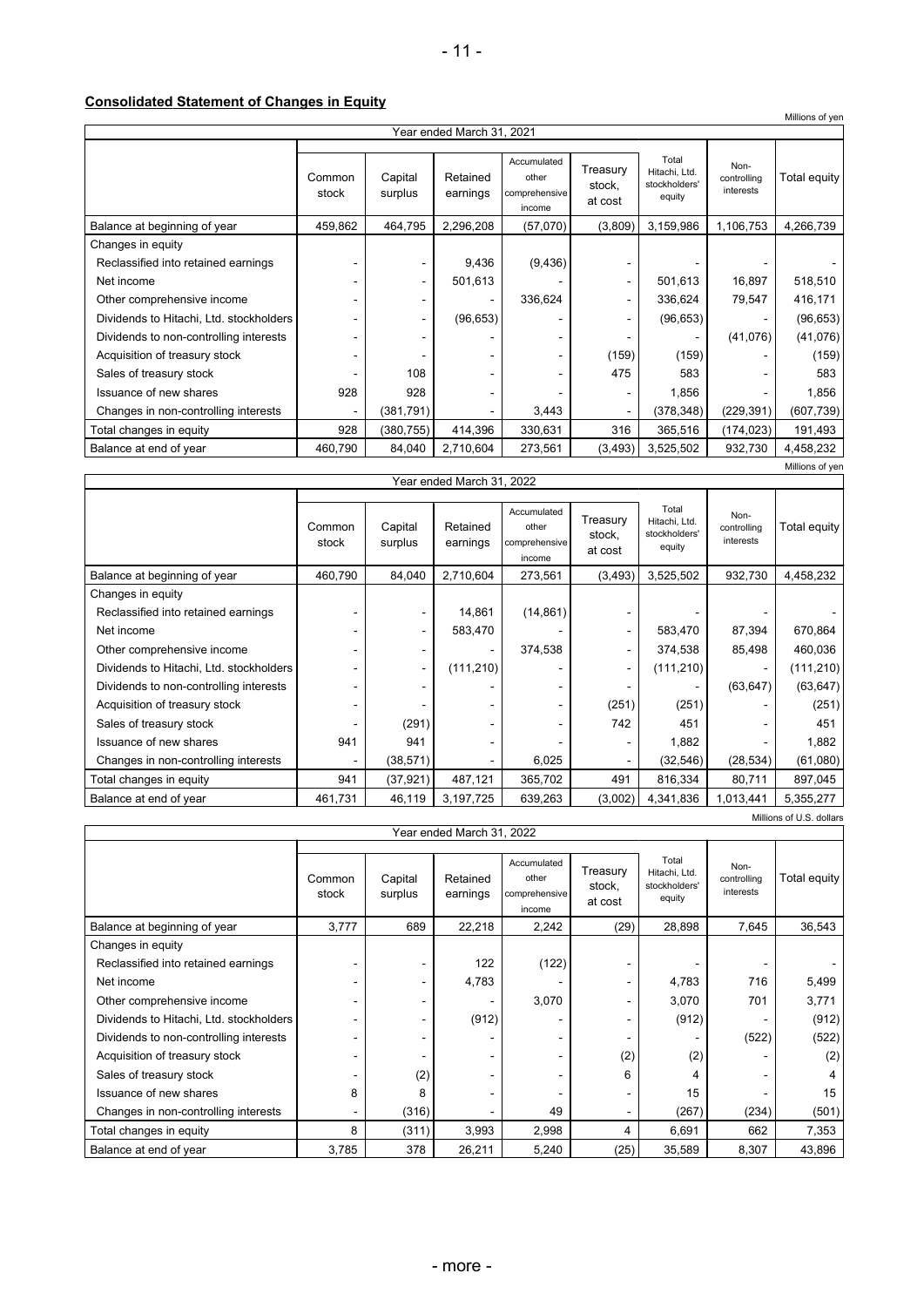**Consolidated Statement of Changes in Equity**

Millions of yen

| Year ended March 31, 2021 | Common stock | Capital surplus | Retained earnings | Accumulated other comprehensive income | Treasury stock, at cost | Total Hitachi, Ltd. stockholders' equity | Non-controlling interests | Total equity |
|---|---|---|---|---|---|---|---|---|
| Balance at beginning of year | 459,862 | 464,795 | 2,296,208 | (57,070) | (3,809) | 3,159,986 | 1,106,753 | 4,266,739 |
| Changes in equity | | | | | | | | |
| Reclassified into retained earnings | - | - | 9,436 | (9,436) | - | - | - | - |
| Net income | - | - | 501,613 | - | - | 501,613 | 16,897 | 518,510 |
| Other comprehensive income | - | - | - | 336,624 | - | 336,624 | 79,547 | 416,171 |
| Dividends to Hitachi, Ltd. stockholders | - | - | (96,653) | - | - | (96,653) | - | (96,653) |
| Dividends to non-controlling interests | - | - | - | - | - | - | (41,076) | (41,076) |
| Acquisition of treasury stock | - | - | - | - | (159) | (159) | - | (159) |
| Sales of treasury stock | - | 108 | - | - | 475 | 583 | - | 583 |
| Issuance of new shares | 928 | 928 | - | - | - | 1,856 | - | 1,856 |
| Changes in non-controlling interests | - | (381,791) | - | 3,443 | - | (378,348) | (229,391) | (607,739) |
| Total changes in equity | 928 | (380,755) | 414,396 | 330,631 | 316 | 365,516 | (174,023) | 191,493 |
| Balance at end of year | 460,790 | 84,040 | 2,710,604 | 273,561 | (3,493) | 3,525,502 | 932,730 | 4,458,232 |

Millions of yen

| Year ended March 31, 2022 | Common stock | Capital surplus | Retained earnings | Accumulated other comprehensive income | Treasury stock, at cost | Total Hitachi, Ltd. stockholders' equity | Non-controlling interests | Total equity |
|---|---|---|---|---|---|---|---|---|
| Balance at beginning of year | 460,790 | 84,040 | 2,710,604 | 273,561 | (3,493) | 3,525,502 | 932,730 | 4,458,232 |
| Changes in equity | | | | | | | | |
| Reclassified into retained earnings | - | - | 14,861 | (14,861) | - | - | - | - |
| Net income | - | - | 583,470 | - | - | 583,470 | 87,394 | 670,864 |
| Other comprehensive income | - | - | - | 374,538 | - | 374,538 | 85,498 | 460,036 |
| Dividends to Hitachi, Ltd. stockholders | - | - | (111,210) | - | - | (111,210) | - | (111,210) |
| Dividends to non-controlling interests | - | - | - | - | - | - | (63,647) | (63,647) |
| Acquisition of treasury stock | - | - | - | - | (251) | (251) | - | (251) |
| Sales of treasury stock | - | (291) | - | - | 742 | 451 | - | 451 |
| Issuance of new shares | 941 | 941 | - | - | - | 1,882 | - | 1,882 |
| Changes in non-controlling interests | - | (38,571) | - | 6,025 | - | (32,546) | (28,534) | (61,080) |
| Total changes in equity | 941 | (37,921) | 487,121 | 365,702 | 491 | 816,334 | 80,711 | 897,045 |
| Balance at end of year | 461,731 | 46,119 | 3,197,725 | 639,263 | (3,002) | 4,341,836 | 1,013,441 | 5,355,277 |

Millions of U.S. dollars

| Year ended March 31, 2022 | Common stock | Capital surplus | Retained earnings | Accumulated other comprehensive income | Treasury stock, at cost | Total Hitachi, Ltd. stockholders' equity | Non-controlling interests | Total equity |
|---|---|---|---|---|---|---|---|---|
| Balance at beginning of year | 3,777 | 689 | 22,218 | 2,242 | (29) | 28,898 | 7,645 | 36,543 |
| Changes in equity | | | | | | | | |
| Reclassified into retained earnings | - | - | 122 | (122) | - | - | - | - |
| Net income | - | - | 4,783 | - | - | 4,783 | 716 | 5,499 |
| Other comprehensive income | - | - | - | 3,070 | - | 3,070 | 701 | 3,771 |
| Dividends to Hitachi, Ltd. stockholders | - | - | (912) | - | - | (912) | - | (912) |
| Dividends to non-controlling interests | - | - | - | - | - | - | (522) | (522) |
| Acquisition of treasury stock | - | - | - | - | (2) | (2) | - | (2) |
| Sales of treasury stock | - | (2) | - | - | 6 | 4 | - | 4 |
| Issuance of new shares | 8 | 8 | - | - | - | 15 | - | 15 |
| Changes in non-controlling interests | - | (316) | - | 49 | - | (267) | (234) | (501) |
| Total changes in equity | 8 | (311) | 3,993 | 2,998 | 4 | 6,691 | 662 | 7,353 |
| Balance at end of year | 3,785 | 378 | 26,211 | 5,240 | (25) | 35,589 | 8,307 | 43,896 |

- more -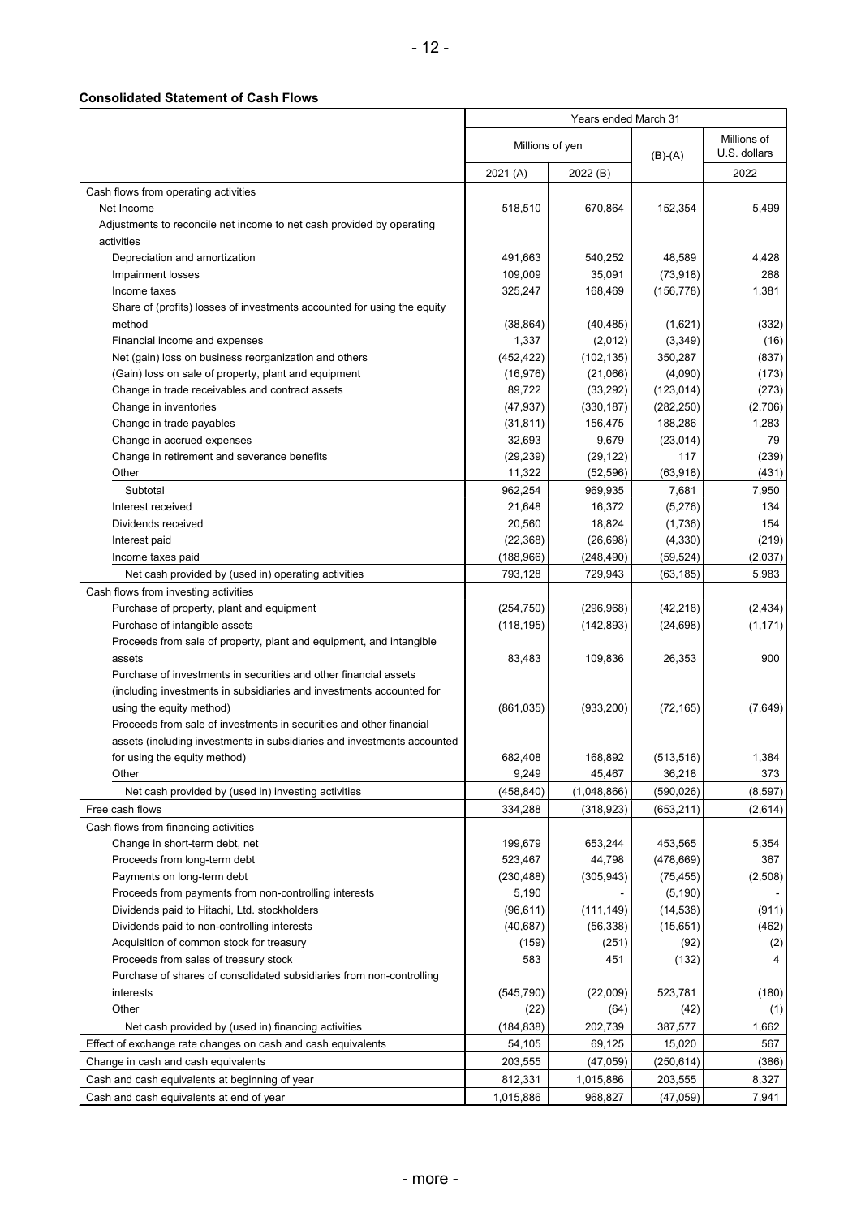**Consolidated Statement of Cash Flows**

| | Years ended March 31 | | | |
|---|---|---|---|---|
| | Millions of yen | | (B)-(A) | Millions of U.S. dollars |
| | 2021 (A) | 2022 (B) | | 2022 |
| Cash flows from operating activities | | | | |
| Net Income | 518,510 | 670,864 | 152,354 | 5,499 |
| Adjustments to reconcile net income to net cash provided by operating activities | | | | |
| Depreciation and amortization | 491,663 | 540,252 | 48,589 | 4,428 |
| Impairment losses | 109,009 | 35,091 | (73,918) | 288 |
| Income taxes | 325,247 | 168,469 | (156,778) | 1,381 |
| Share of (profits) losses of investments accounted for using the equity method | (38,864) | (40,485) | (1,621) | (332) |
| Financial income and expenses | 1,337 | (2,012) | (3,349) | (16) |
| Net (gain) loss on business reorganization and others | (452,422) | (102,135) | 350,287 | (837) |
| (Gain) loss on sale of property, plant and equipment | (16,976) | (21,066) | (4,090) | (173) |
| Change in trade receivables and contract assets | 89,722 | (33,292) | (123,014) | (273) |
| Change in inventories | (47,937) | (330,187) | (282,250) | (2,706) |
| Change in trade payables | (31,811) | 156,475 | 188,286 | 1,283 |
| Change in accrued expenses | 32,693 | 9,679 | (23,014) | 79 |
| Change in retirement and severance benefits | (29,239) | (29,122) | 117 | (239) |
| Other | 11,322 | (52,596) | (63,918) | (431) |
| Subtotal | 962,254 | 969,935 | 7,681 | 7,950 |
| Interest received | 21,648 | 16,372 | (5,276) | 134 |
| Dividends received | 20,560 | 18,824 | (1,736) | 154 |
| Interest paid | (22,368) | (26,698) | (4,330) | (219) |
| Income taxes paid | (188,966) | (248,490) | (59,524) | (2,037) |
| Net cash provided by (used in) operating activities | 793,128 | 729,943 | (63,185) | 5,983 |
| Cash flows from investing activities | | | | |
| Purchase of property, plant and equipment | (254,750) | (296,968) | (42,218) | (2,434) |
| Purchase of intangible assets | (118,195) | (142,893) | (24,698) | (1,171) |
| Proceeds from sale of property, plant and equipment, and intangible assets | 83,483 | 109,836 | 26,353 | 900 |
| Purchase of investments in securities and other financial assets (including investments in subsidiaries and investments accounted for using the equity method) | (861,035) | (933,200) | (72,165) | (7,649) |
| Proceeds from sale of investments in securities and other financial assets (including investments in subsidiaries and investments accounted for using the equity method) | 682,408 | 168,892 | (513,516) | 1,384 |
| Other | 9,249 | 45,467 | 36,218 | 373 |
| Net cash provided by (used in) investing activities | (458,840) | (1,048,866) | (590,026) | (8,597) |
| Free cash flows | 334,288 | (318,923) | (653,211) | (2,614) |
| Cash flows from financing activities | | | | |
| Change in short-term debt, net | 199,679 | 653,244 | 453,565 | 5,354 |
| Proceeds from long-term debt | 523,467 | 44,798 | (478,669) | 367 |
| Payments on long-term debt | (230,488) | (305,943) | (75,455) | (2,508) |
| Proceeds from payments from non-controlling interests | 5,190 | - | (5,190) | - |
| Dividends paid to Hitachi, Ltd. stockholders | (96,611) | (111,149) | (14,538) | (911) |
| Dividends paid to non-controlling interests | (40,687) | (56,338) | (15,651) | (462) |
| Acquisition of common stock for treasury | (159) | (251) | (92) | (2) |
| Proceeds from sales of treasury stock | 583 | 451 | (132) | 4 |
| Purchase of shares of consolidated subsidiaries from non-controlling interests | (545,790) | (22,009) | 523,781 | (180) |
| Other | (22) | (64) | (42) | (1) |
| Net cash provided by (used in) financing activities | (184,838) | 202,739 | 387,577 | 1,662 |
| Effect of exchange rate changes on cash and cash equivalents | 54,105 | 69,125 | 15,020 | 567 |
| Change in cash and cash equivalents | 203,555 | (47,059) | (250,614) | (386) |
| Cash and cash equivalents at beginning of year | 812,331 | 1,015,886 | 203,555 | 8,327 |
| Cash and cash equivalents at end of year | 1,015,886 | 968,827 | (47,059) | 7,941 |

- more -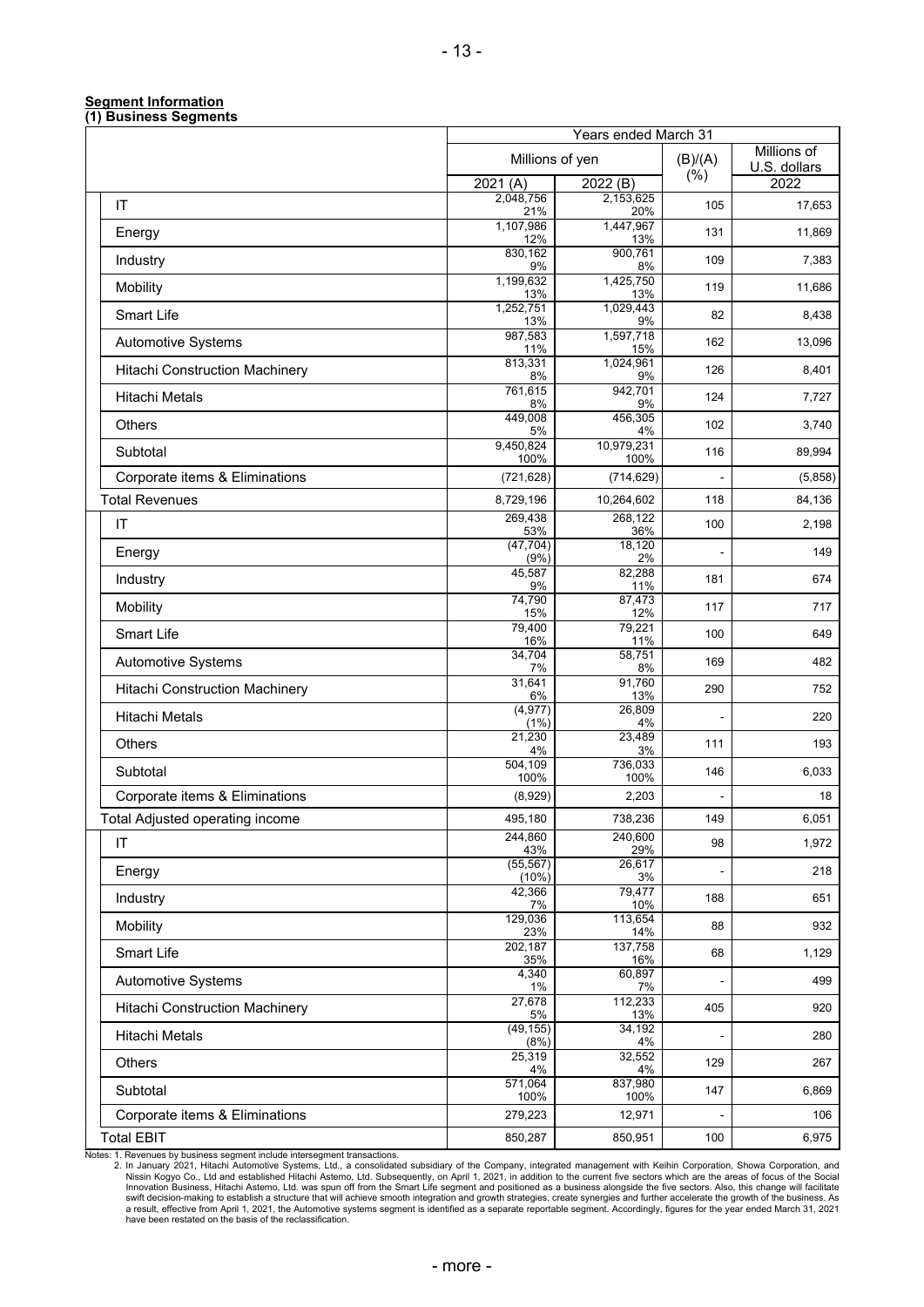**Segment Information**

**(1) Business Segments**

| | Years ended March 31 | | | |
|---|---|---|---|---|
| | Millions of yen | | (B)/(A) (%) | Millions of U.S. dollars |
| | 2021 (A) | 2022 (B) | | 2022 |
| IT | 2,048,756<br>21% | 2,153,625<br>20% | 105 | 17,653 |
| Energy | 1,107,986<br>12% | 1,447,967<br>13% | 131 | 11,869 |
| Industry | 830,162<br>9% | 900,761<br>8% | 109 | 7,383 |
| Mobility | 1,199,632<br>13% | 1,425,750<br>13% | 119 | 11,686 |
| Smart Life | 1,252,751<br>13% | 1,029,443<br>9% | 82 | 8,438 |
| Automotive Systems | 987,583<br>11% | 1,597,718<br>15% | 162 | 13,096 |
| Hitachi Construction Machinery | 813,331<br>8% | 1,024,961<br>9% | 126 | 8,401 |
| Hitachi Metals | 761,615<br>8% | 942,701<br>9% | 124 | 7,727 |
| Others | 449,008<br>5% | 456,305<br>4% | 102 | 3,740 |
| Subtotal | 9,450,824<br>100% | 10,979,231<br>100% | 116 | 89,994 |
| Corporate items & Eliminations | (721,628) | (714,629) | - | (5,858) |
| Total Revenues | 8,729,196 | 10,264,602 | 118 | 84,136 |
| IT | 269,438<br>53% | 268,122<br>36% | 100 | 2,198 |
| Energy | (47,704)<br>(9%) | 18,120<br>2% | - | 149 |
| Industry | 45,587<br>9% | 82,288<br>11% | 181 | 674 |
| Mobility | 74,790<br>15% | 87,473<br>12% | 117 | 717 |
| Smart Life | 79,400<br>16% | 79,221<br>11% | 100 | 649 |
| Automotive Systems | 34,704<br>7% | 58,751<br>8% | 169 | 482 |
| Hitachi Construction Machinery | 31,641<br>6% | 91,760<br>13% | 290 | 752 |
| Hitachi Metals | (4,977)<br>(1%) | 26,809<br>4% | - | 220 |
| Others | 21,230<br>4% | 23,489<br>3% | 111 | 193 |
| Subtotal | 504,109<br>100% | 736,033<br>100% | 146 | 6,033 |
| Corporate items & Eliminations | (8,929) | 2,203 | - | 18 |
| Total Adjusted operating income | 495,180 | 738,236 | 149 | 6,051 |
| IT | 244,860<br>43% | 240,600<br>29% | 98 | 1,972 |
| Energy | (55,567)<br>(10%) | 26,617<br>3% | - | 218 |
| Industry | 42,366<br>7% | 79,477<br>10% | 188 | 651 |
| Mobility | 129,036<br>23% | 113,654<br>14% | 88 | 932 |
| Smart Life | 202,187<br>35% | 137,758<br>16% | 68 | 1,129 |
| Automotive Systems | 4,340<br>1% | 60,897<br>7% | - | 499 |
| Hitachi Construction Machinery | 27,678<br>5% | 112,233<br>13% | 405 | 920 |
| Hitachi Metals | (49,155)<br>(8%) | 34,192<br>4% | - | 280 |
| Others | 25,319<br>4% | 32,552<br>4% | 129 | 267 |
| Subtotal | 571,064<br>100% | 837,980<br>100% | 147 | 6,869 |
| Corporate items & Eliminations | 279,223 | 12,971 | - | 106 |
| Total EBIT | 850,287 | 850,951 | 100 | 6,975 |

Notes: 1. Revenues by business segment include intersegment transactions.

2. In January 2021, Hitachi Automotive Systems, Ltd., a consolidated subsidiary of the Company, integrated management with Keihin Corporation, Showa Corporation, and Nissin Kogyo Co., Ltd and established Hitachi Astemo, Ltd. Subsequently, on April 1, 2021, in addition to the current five sectors which are the areas of focus of the Social Innovation Business, Hitachi Astemo, Ltd. was spun off from the Smart Life segment and positioned as a business alongside the five sectors. Also, this change will facilitate swift decision-making to establish a structure that will achieve smooth integration and growth strategies, create synergies and further accelerate the growth of the business. As a result, effective from April 1, 2021, the Automotive systems segment is identified as a separate reportable segment. Accordingly, figures for the year ended March 31, 2021 have been restated on the basis of the reclassification.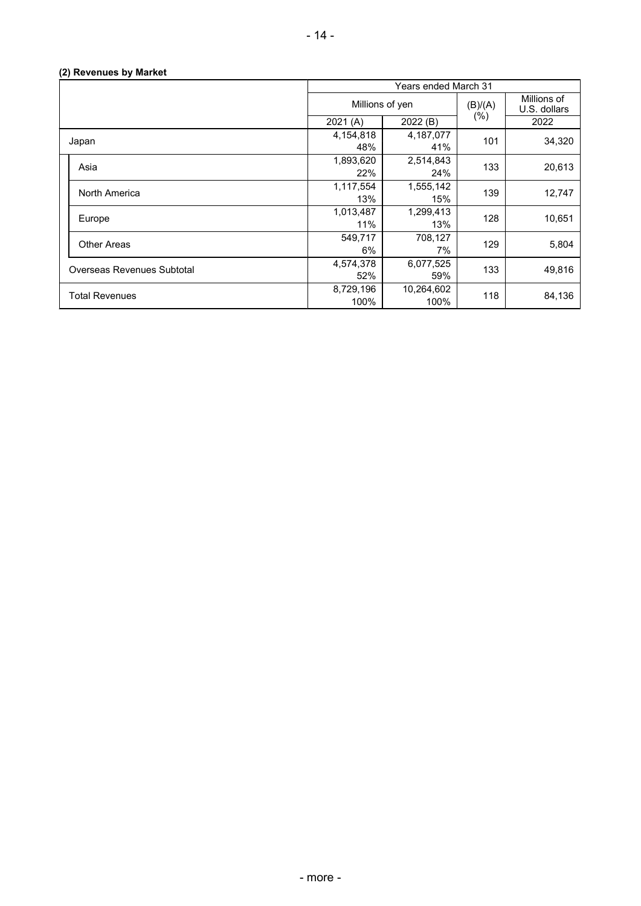**(2) Revenues by Market**

| | Years ended March 31 | | | |
|---|---|---|---|---|
| | Millions of yen | | (B)/(A) (%) | Millions of U.S. dollars |
| | 2021 (A) | 2022 (B) | | 2022 |
| Japan | 4,154,818<br>48% | 4,187,077<br>41% | 101 | 34,320 |
| Asia | 1,893,620<br>22% | 2,514,843<br>24% | 133 | 20,613 |
| North America | 1,117,554<br>13% | 1,555,142<br>15% | 139 | 12,747 |
| Europe | 1,013,487<br>11% | 1,299,413<br>13% | 128 | 10,651 |
| Other Areas | 549,717<br>6% | 708,127<br>7% | 129 | 5,804 |
| Overseas Revenues Subtotal | 4,574,378<br>52% | 6,077,525<br>59% | 133 | 49,816 |
| Total Revenues | 8,729,196<br>100% | 10,264,602<br>100% | 118 | 84,136 |

- more -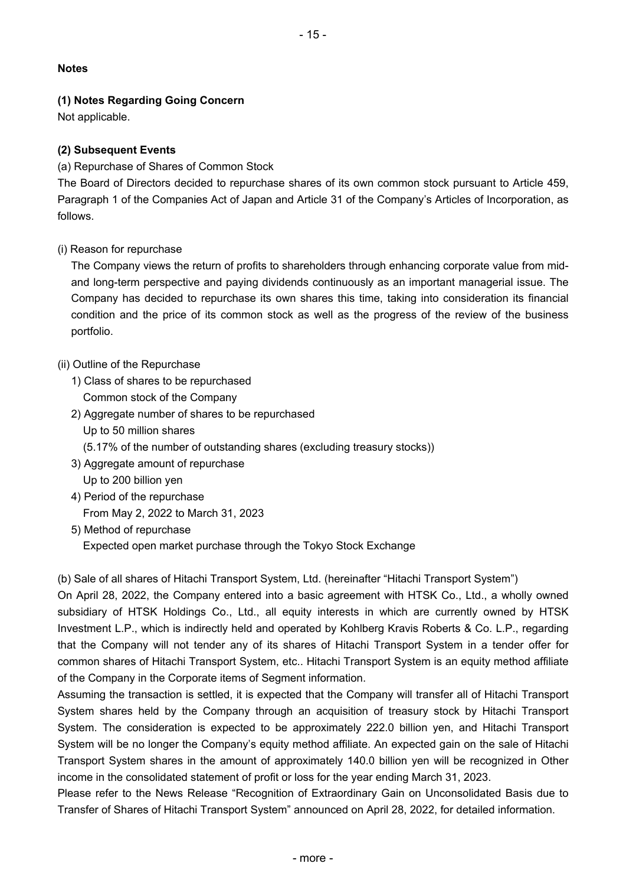## Notes

### (1) Notes Regarding Going Concern

Not applicable.

### (2) Subsequent Events

(a) Repurchase of Shares of Common Stock

The Board of Directors decided to repurchase shares of its own common stock pursuant to Article 459, Paragraph 1 of the Companies Act of Japan and Article 31 of the Company's Articles of Incorporation, as follows.

(i) Reason for repurchase

The Company views the return of profits to shareholders through enhancing corporate value from mid- and long-term perspective and paying dividends continuously as an important managerial issue. The Company has decided to repurchase its own shares this time, taking into consideration its financial condition and the price of its common stock as well as the progress of the review of the business portfolio.

(ii) Outline of the Repurchase

1) Class of shares to be repurchased
   Common stock of the Company
2) Aggregate number of shares to be repurchased
   Up to 50 million shares
   (5.17% of the number of outstanding shares (excluding treasury stocks))
3) Aggregate amount of repurchase
   Up to 200 billion yen
4) Period of the repurchase
   From May 2, 2022 to March 31, 2023
5) Method of repurchase
   Expected open market purchase through the Tokyo Stock Exchange

(b) Sale of all shares of Hitachi Transport System, Ltd. (hereinafter "Hitachi Transport System")

On April 28, 2022, the Company entered into a basic agreement with HTSK Co., Ltd., a wholly owned subsidiary of HTSK Holdings Co., Ltd., all equity interests in which are currently owned by HTSK Investment L.P., which is indirectly held and operated by Kohlberg Kravis Roberts & Co. L.P., regarding that the Company will not tender any of its shares of Hitachi Transport System in a tender offer for common shares of Hitachi Transport System, etc.. Hitachi Transport System is an equity method affiliate of the Company in the Corporate items of Segment information.

Assuming the transaction is settled, it is expected that the Company will transfer all of Hitachi Transport System shares held by the Company through an acquisition of treasury stock by Hitachi Transport System. The consideration is expected to be approximately 222.0 billion yen, and Hitachi Transport System will be no longer the Company's equity method affiliate. An expected gain on the sale of Hitachi Transport System shares in the amount of approximately 140.0 billion yen will be recognized in Other income in the consolidated statement of profit or loss for the year ending March 31, 2023.

Please refer to the News Release "Recognition of Extraordinary Gain on Unconsolidated Basis due to Transfer of Shares of Hitachi Transport System" announced on April 28, 2022, for detailed information.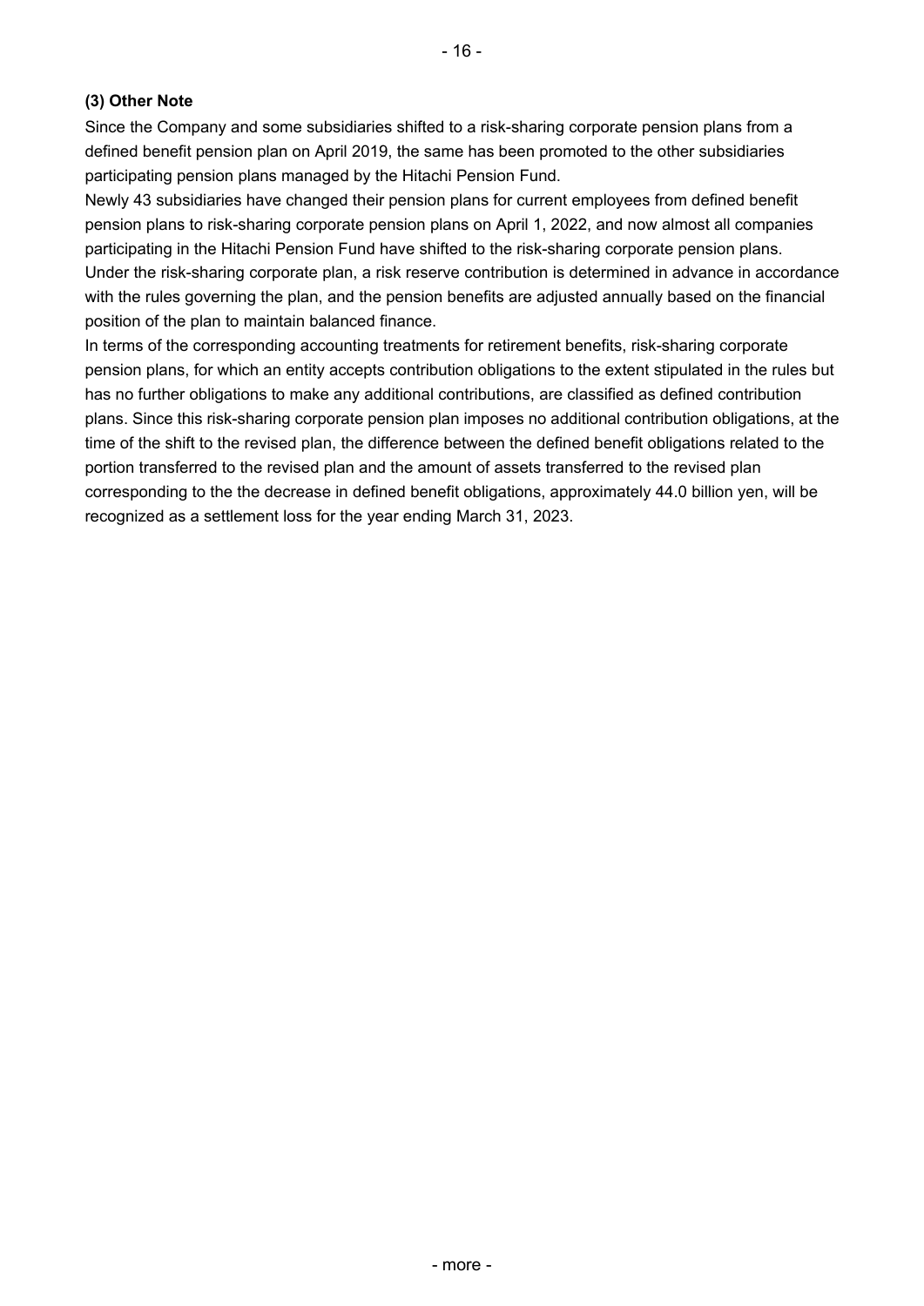### (3) Other Note

Since the Company and some subsidiaries shifted to a risk-sharing corporate pension plans from a defined benefit pension plan on April 2019, the same has been promoted to the other subsidiaries participating pension plans managed by the Hitachi Pension Fund.

Newly 43 subsidiaries have changed their pension plans for current employees from defined benefit pension plans to risk-sharing corporate pension plans on April 1, 2022, and now almost all companies participating in the Hitachi Pension Fund have shifted to the risk-sharing corporate pension plans.

Under the risk-sharing corporate plan, a risk reserve contribution is determined in advance in accordance with the rules governing the plan, and the pension benefits are adjusted annually based on the financial position of the plan to maintain balanced finance.

In terms of the corresponding accounting treatments for retirement benefits, risk-sharing corporate pension plans, for which an entity accepts contribution obligations to the extent stipulated in the rules but has no further obligations to make any additional contributions, are classified as defined contribution plans. Since this risk-sharing corporate pension plan imposes no additional contribution obligations, at the time of the shift to the revised plan, the difference between the defined benefit obligations related to the portion transferred to the revised plan and the amount of assets transferred to the revised plan corresponding to the the decrease in defined benefit obligations, approximately 44.0 billion yen, will be recognized as a settlement loss for the year ending March 31, 2023.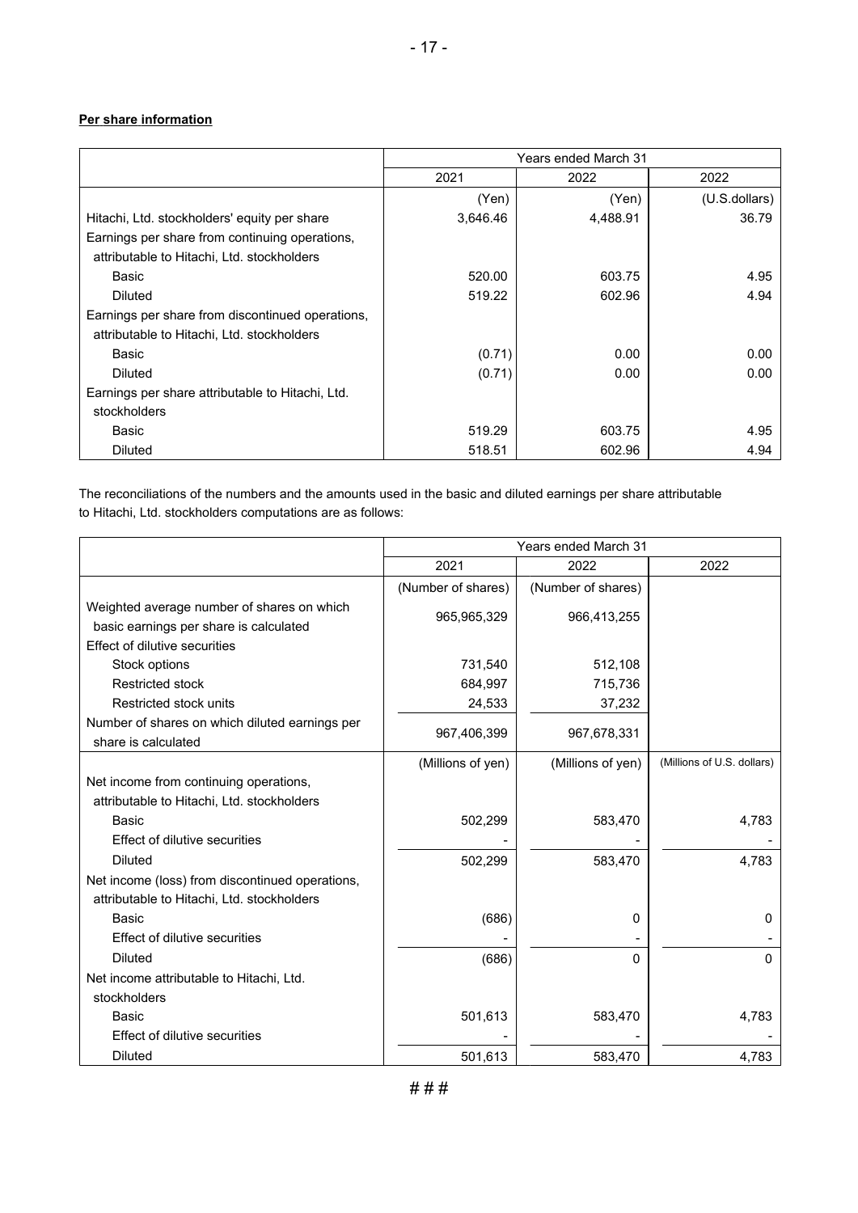**Per share information**

| | Years ended March 31 | | |
|---|---|---|---|
| | 2021 | 2022 | 2022 |
| | (Yen) | (Yen) | (U.S.dollars) |
| Hitachi, Ltd. stockholders' equity per share | 3,646.46 | 4,488.91 | 36.79 |
| Earnings per share from continuing operations, attributable to Hitachi, Ltd. stockholders | | | |
| Basic | 520.00 | 603.75 | 4.95 |
| Diluted | 519.22 | 602.96 | 4.94 |
| Earnings per share from discontinued operations, attributable to Hitachi, Ltd. stockholders | | | |
| Basic | (0.71) | 0.00 | 0.00 |
| Diluted | (0.71) | 0.00 | 0.00 |
| Earnings per share attributable to Hitachi, Ltd. stockholders | | | |
| Basic | 519.29 | 603.75 | 4.95 |
| Diluted | 518.51 | 602.96 | 4.94 |

The reconciliations of the numbers and the amounts used in the basic and diluted earnings per share attributable to Hitachi, Ltd. stockholders computations are as follows:

| | Years ended March 31 | | |
|---|---|---|---|
| | 2021 | 2022 | 2022 |
| | (Number of shares) | (Number of shares) | |
| Weighted average number of shares on which basic earnings per share is calculated | 965,965,329 | 966,413,255 | |
| Effect of dilutive securities | | | |
| Stock options | 731,540 | 512,108 | |
| Restricted stock | 684,997 | 715,736 | |
| Restricted stock units | 24,533 | 37,232 | |
| Number of shares on which diluted earnings per share is calculated | 967,406,399 | 967,678,331 | |
| | (Millions of yen) | (Millions of yen) | (Millions of U.S. dollars) |
| Net income from continuing operations, attributable to Hitachi, Ltd. stockholders | | | |
| Basic | 502,299 | 583,470 | 4,783 |
| Effect of dilutive securities | - | - | - |
| Diluted | 502,299 | 583,470 | 4,783 |
| Net income (loss) from discontinued operations, attributable to Hitachi, Ltd. stockholders | | | |
| Basic | (686) | 0 | 0 |
| Effect of dilutive securities | - | - | - |
| Diluted | (686) | 0 | 0 |
| Net income attributable to Hitachi, Ltd. stockholders | | | |
| Basic | 501,613 | 583,470 | 4,783 |
| Effect of dilutive securities | - | - | - |
| Diluted | 501,613 | 583,470 | 4,783 |

# # #